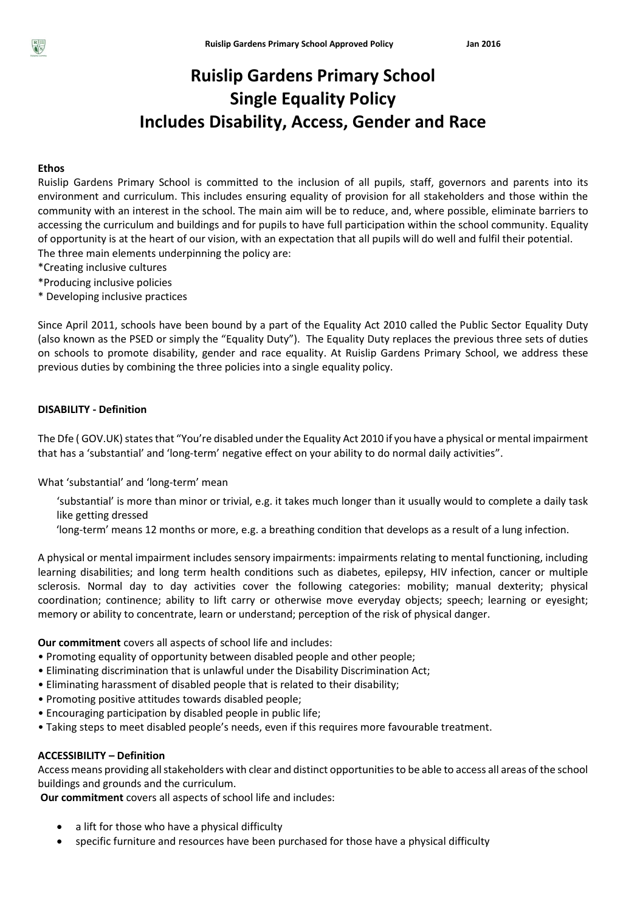# Ruislip Gardens Primary School
# Single Equality Policy
# Includes Disability, Access, Gender and Race

**Ethos**

Ruislip Gardens Primary School is committed to the inclusion of all pupils, staff, governors and parents into its environment and curriculum. This includes ensuring equality of provision for all stakeholders and those within the community with an interest in the school. The main aim will be to reduce, and, where possible, eliminate barriers to accessing the curriculum and buildings and for pupils to have full participation within the school community. Equality of opportunity is at the heart of our vision, with an expectation that all pupils will do well and fulfil their potential.

The three main elements underpinning the policy are:

*Creating inclusive cultures

*Producing inclusive policies

* Developing inclusive practices

Since April 2011, schools have been bound by a part of the Equality Act 2010 called the Public Sector Equality Duty (also known as the PSED or simply the "Equality Duty"). The Equality Duty replaces the previous three sets of duties on schools to promote disability, gender and race equality. At Ruislip Gardens Primary School, we address these previous duties by combining the three policies into a single equality policy.

**DISABILITY - Definition**

The Dfe ( GOV.UK) states that "You're disabled under the Equality Act 2010 if you have a physical or mental impairment that has a 'substantial' and 'long-term' negative effect on your ability to do normal daily activities".

What 'substantial' and 'long-term' mean

'substantial' is more than minor or trivial, e.g. it takes much longer than it usually would to complete a daily task like getting dressed

'long-term' means 12 months or more, e.g. a breathing condition that develops as a result of a lung infection.

A physical or mental impairment includes sensory impairments: impairments relating to mental functioning, including learning disabilities; and long term health conditions such as diabetes, epilepsy, HIV infection, cancer or multiple sclerosis. Normal day to day activities cover the following categories: mobility; manual dexterity; physical coordination; continence; ability to lift carry or otherwise move everyday objects; speech; learning or eyesight; memory or ability to concentrate, learn or understand; perception of the risk of physical danger.

**Our commitment** covers all aspects of school life and includes:

- Promoting equality of opportunity between disabled people and other people;
- Eliminating discrimination that is unlawful under the Disability Discrimination Act;
- Eliminating harassment of disabled people that is related to their disability;
- Promoting positive attitudes towards disabled people;
- Encouraging participation by disabled people in public life;
- Taking steps to meet disabled people's needs, even if this requires more favourable treatment.

**ACCESSIBILITY – Definition**

Access means providing all stakeholders with clear and distinct opportunities to be able to access all areas of the school buildings and grounds and the curriculum.

**Our commitment** covers all aspects of school life and includes:

- a lift for those who have a physical difficulty
- specific furniture and resources have been purchased for those have a physical difficulty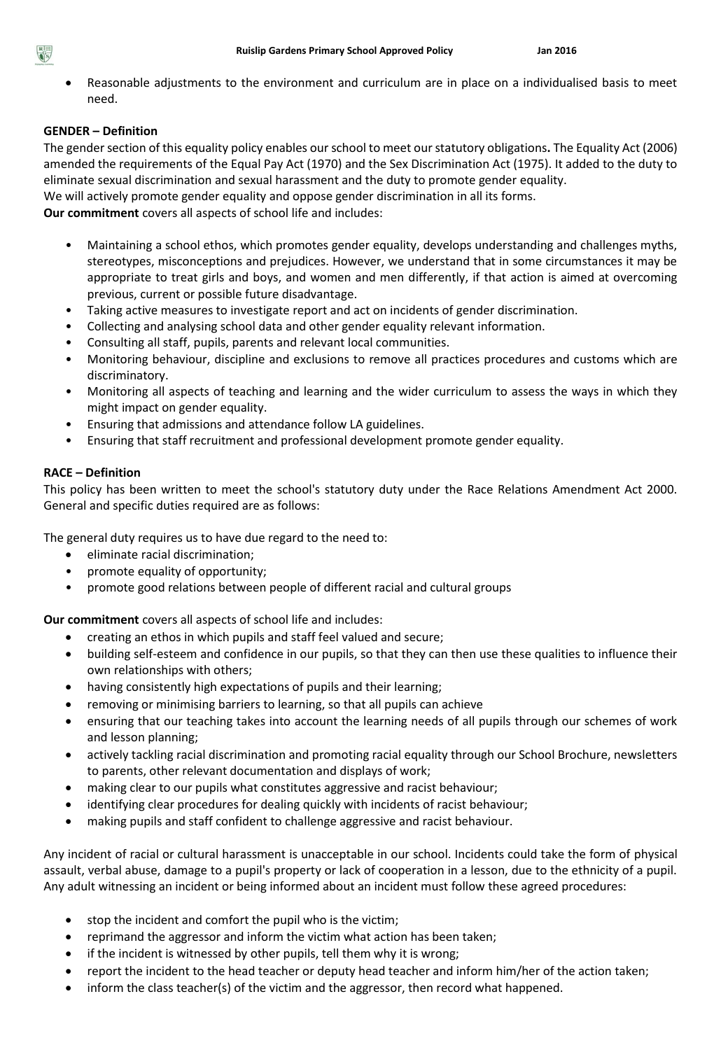- Reasonable adjustments to the environment and curriculum are in place on a individualised basis to meet need.

**GENDER – Definition**

The gender section of this equality policy enables our school to meet our statutory obligations**.** The Equality Act (2006) amended the requirements of the Equal Pay Act (1970) and the Sex Discrimination Act (1975). It added to the duty to eliminate sexual discrimination and sexual harassment and the duty to promote gender equality.

We will actively promote gender equality and oppose gender discrimination in all its forms.

**Our commitment** covers all aspects of school life and includes:

- Maintaining a school ethos, which promotes gender equality, develops understanding and challenges myths, stereotypes, misconceptions and prejudices. However, we understand that in some circumstances it may be appropriate to treat girls and boys, and women and men differently, if that action is aimed at overcoming previous, current or possible future disadvantage.
- Taking active measures to investigate report and act on incidents of gender discrimination.
- Collecting and analysing school data and other gender equality relevant information.
- Consulting all staff, pupils, parents and relevant local communities.
- Monitoring behaviour, discipline and exclusions to remove all practices procedures and customs which are discriminatory.
- Monitoring all aspects of teaching and learning and the wider curriculum to assess the ways in which they might impact on gender equality.
- Ensuring that admissions and attendance follow LA guidelines.
- Ensuring that staff recruitment and professional development promote gender equality.

**RACE – Definition**

This policy has been written to meet the school's statutory duty under the Race Relations Amendment Act 2000. General and specific duties required are as follows:

The general duty requires us to have due regard to the need to:

- eliminate racial discrimination;
- promote equality of opportunity;
- promote good relations between people of different racial and cultural groups

**Our commitment** covers all aspects of school life and includes:

- creating an ethos in which pupils and staff feel valued and secure;
- building self-esteem and confidence in our pupils, so that they can then use these qualities to influence their own relationships with others;
- having consistently high expectations of pupils and their learning;
- removing or minimising barriers to learning, so that all pupils can achieve
- ensuring that our teaching takes into account the learning needs of all pupils through our schemes of work and lesson planning;
- actively tackling racial discrimination and promoting racial equality through our School Brochure, newsletters to parents, other relevant documentation and displays of work;
- making clear to our pupils what constitutes aggressive and racist behaviour;
- identifying clear procedures for dealing quickly with incidents of racist behaviour;
- making pupils and staff confident to challenge aggressive and racist behaviour.

Any incident of racial or cultural harassment is unacceptable in our school. Incidents could take the form of physical assault, verbal abuse, damage to a pupil's property or lack of cooperation in a lesson, due to the ethnicity of a pupil. Any adult witnessing an incident or being informed about an incident must follow these agreed procedures:

- stop the incident and comfort the pupil who is the victim;
- reprimand the aggressor and inform the victim what action has been taken;
- if the incident is witnessed by other pupils, tell them why it is wrong;
- report the incident to the head teacher or deputy head teacher and inform him/her of the action taken;
- inform the class teacher(s) of the victim and the aggressor, then record what happened.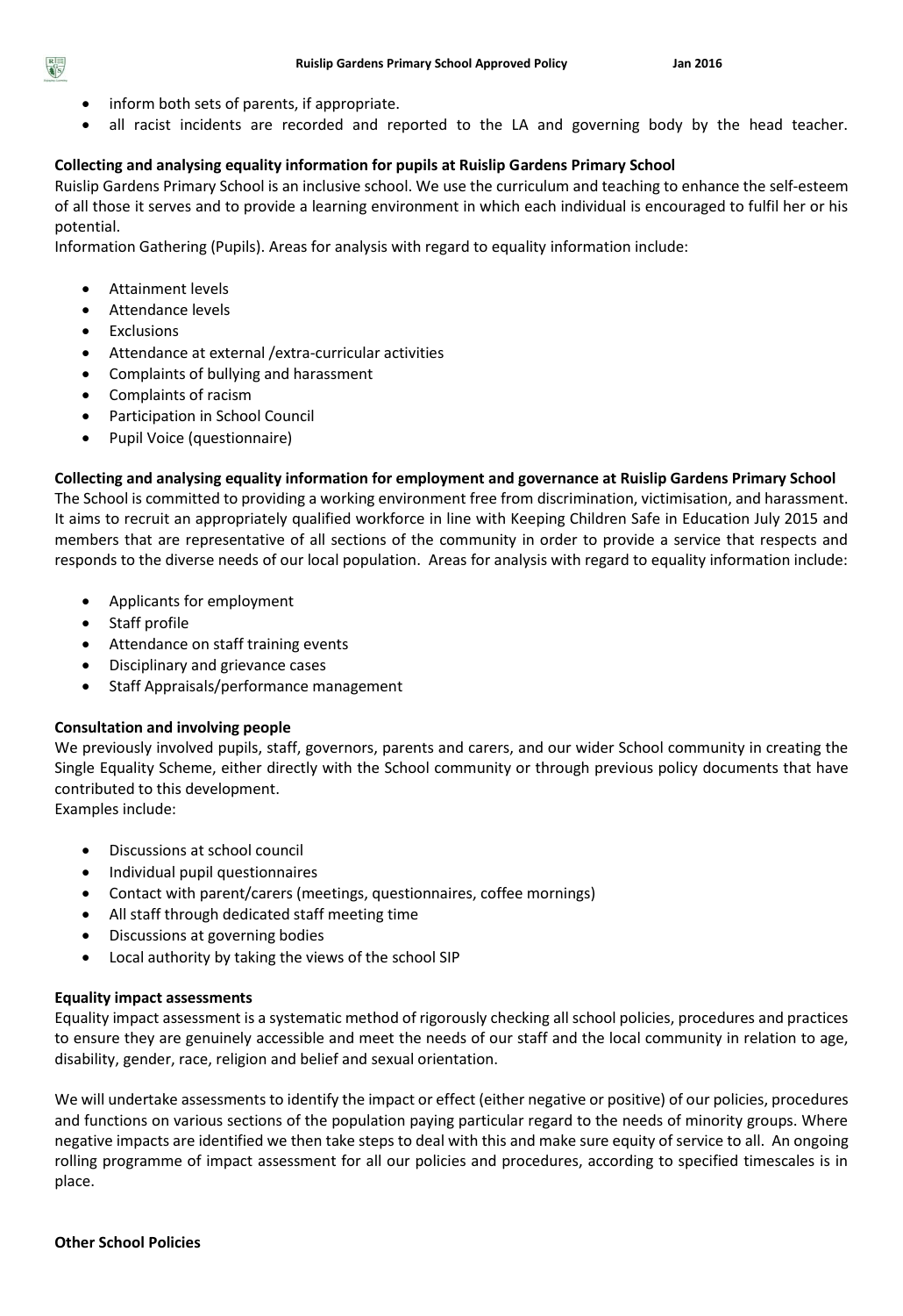- inform both sets of parents, if appropriate.
- all racist incidents are recorded and reported to the LA and governing body by the head teacher.

**Collecting and analysing equality information for pupils at Ruislip Gardens Primary School**

Ruislip Gardens Primary School is an inclusive school. We use the curriculum and teaching to enhance the self-esteem of all those it serves and to provide a learning environment in which each individual is encouraged to fulfil her or his potential.

Information Gathering (Pupils). Areas for analysis with regard to equality information include:

- Attainment levels
- Attendance levels
- Exclusions
- Attendance at external /extra-curricular activities
- Complaints of bullying and harassment
- Complaints of racism
- Participation in School Council
- Pupil Voice (questionnaire)

**Collecting and analysing equality information for employment and governance at Ruislip Gardens Primary School**

The School is committed to providing a working environment free from discrimination, victimisation, and harassment. It aims to recruit an appropriately qualified workforce in line with Keeping Children Safe in Education July 2015 and members that are representative of all sections of the community in order to provide a service that respects and responds to the diverse needs of our local population. Areas for analysis with regard to equality information include:

- Applicants for employment
- Staff profile
- Attendance on staff training events
- Disciplinary and grievance cases
- Staff Appraisals/performance management

**Consultation and involving people**

We previously involved pupils, staff, governors, parents and carers, and our wider School community in creating the Single Equality Scheme, either directly with the School community or through previous policy documents that have contributed to this development.

Examples include:

- Discussions at school council
- Individual pupil questionnaires
- Contact with parent/carers (meetings, questionnaires, coffee mornings)
- All staff through dedicated staff meeting time
- Discussions at governing bodies
- Local authority by taking the views of the school SIP

**Equality impact assessments**

Equality impact assessment is a systematic method of rigorously checking all school policies, procedures and practices to ensure they are genuinely accessible and meet the needs of our staff and the local community in relation to age, disability, gender, race, religion and belief and sexual orientation.

We will undertake assessments to identify the impact or effect (either negative or positive) of our policies, procedures and functions on various sections of the population paying particular regard to the needs of minority groups. Where negative impacts are identified we then take steps to deal with this and make sure equity of service to all. An ongoing rolling programme of impact assessment for all our policies and procedures, according to specified timescales is in place.

**Other School Policies**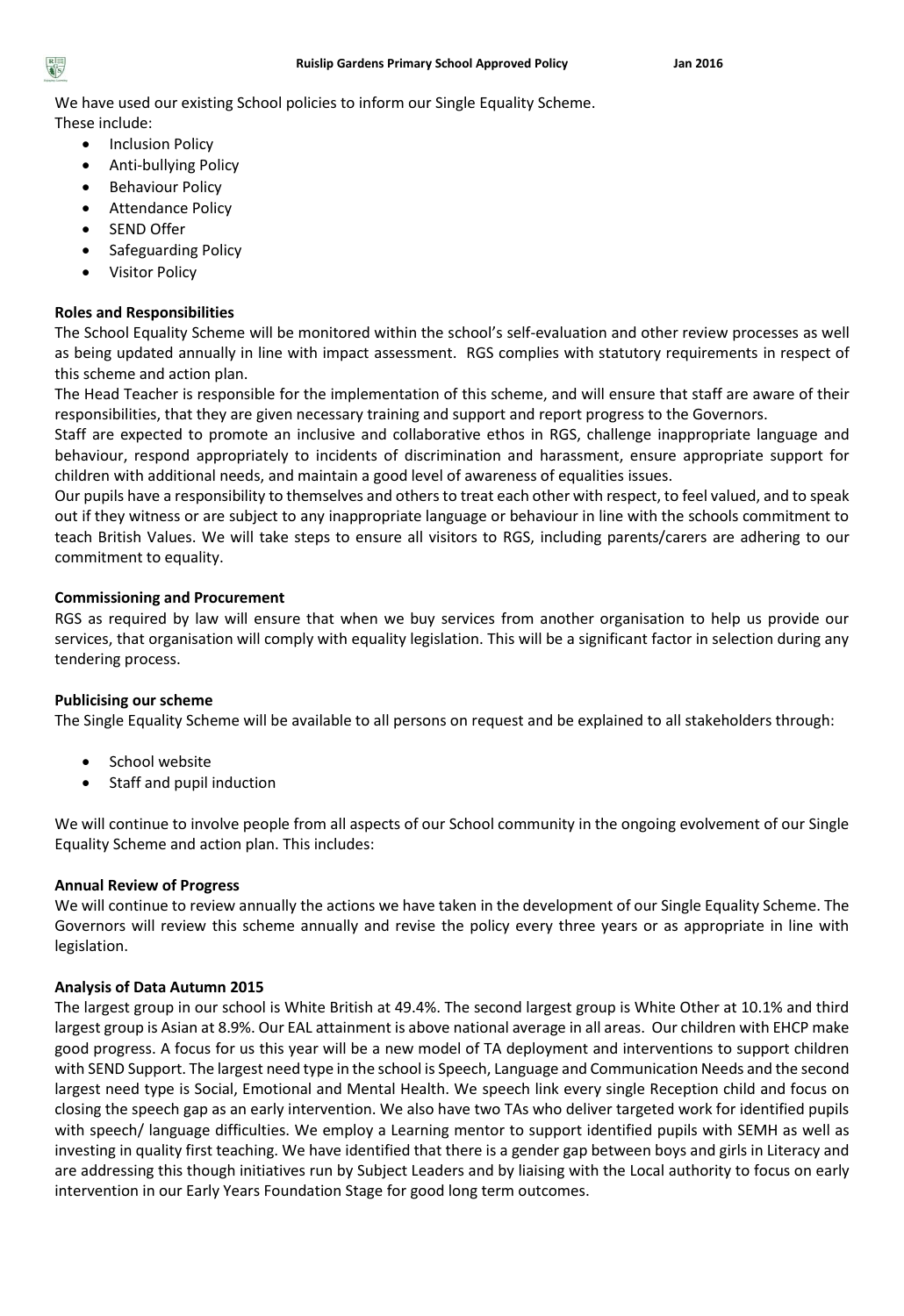We have used our existing School policies to inform our Single Equality Scheme.
These include:

- Inclusion Policy
- Anti-bullying Policy
- Behaviour Policy
- Attendance Policy
- SEND Offer
- Safeguarding Policy
- Visitor Policy

**Roles and Responsibilities**

The School Equality Scheme will be monitored within the school's self-evaluation and other review processes as well as being updated annually in line with impact assessment. RGS complies with statutory requirements in respect of this scheme and action plan.

The Head Teacher is responsible for the implementation of this scheme, and will ensure that staff are aware of their responsibilities, that they are given necessary training and support and report progress to the Governors.

Staff are expected to promote an inclusive and collaborative ethos in RGS, challenge inappropriate language and behaviour, respond appropriately to incidents of discrimination and harassment, ensure appropriate support for children with additional needs, and maintain a good level of awareness of equalities issues.

Our pupils have a responsibility to themselves and others to treat each other with respect, to feel valued, and to speak out if they witness or are subject to any inappropriate language or behaviour in line with the schools commitment to teach British Values. We will take steps to ensure all visitors to RGS, including parents/carers are adhering to our commitment to equality.

**Commissioning and Procurement**

RGS as required by law will ensure that when we buy services from another organisation to help us provide our services, that organisation will comply with equality legislation. This will be a significant factor in selection during any tendering process.

**Publicising our scheme**

The Single Equality Scheme will be available to all persons on request and be explained to all stakeholders through:

- School website
- Staff and pupil induction

We will continue to involve people from all aspects of our School community in the ongoing evolvement of our Single Equality Scheme and action plan. This includes:

**Annual Review of Progress**

We will continue to review annually the actions we have taken in the development of our Single Equality Scheme. The Governors will review this scheme annually and revise the policy every three years or as appropriate in line with legislation.

**Analysis of Data Autumn 2015**

The largest group in our school is White British at 49.4%. The second largest group is White Other at 10.1% and third largest group is Asian at 8.9%. Our EAL attainment is above national average in all areas. Our children with EHCP make good progress. A focus for us this year will be a new model of TA deployment and interventions to support children with SEND Support. The largest need type in the school is Speech, Language and Communication Needs and the second largest need type is Social, Emotional and Mental Health. We speech link every single Reception child and focus on closing the speech gap as an early intervention. We also have two TAs who deliver targeted work for identified pupils with speech/ language difficulties. We employ a Learning mentor to support identified pupils with SEMH as well as investing in quality first teaching. We have identified that there is a gender gap between boys and girls in Literacy and are addressing this though initiatives run by Subject Leaders and by liaising with the Local authority to focus on early intervention in our Early Years Foundation Stage for good long term outcomes.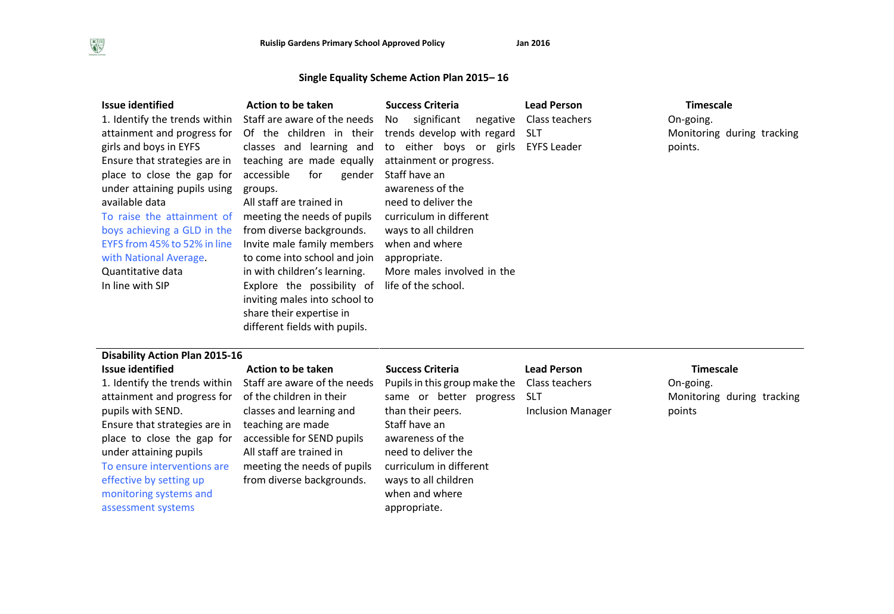## Single Equality Scheme Action Plan 2015– 16

| Issue identified | Action to be taken | Success Criteria | Lead Person | Timescale |
|---|---|---|---|---|
| 1. Identify the trends within attainment and progress for girls and boys in EYFS<br>Ensure that strategies are in place to close the gap for under attaining pupils using available data<br>To raise the attainment of boys achieving a GLD in the EYFS from 45% to 52% in line with National Average.<br>Quantitative data<br>In line with SIP | Staff are aware of the needs Of the children in their classes and learning and teaching are made equally accessible for gender groups.<br>All staff are trained in meeting the needs of pupils from diverse backgrounds.<br>Invite male family members to come into school and join in with children's learning.<br>Explore the possibility of inviting males into school to share their expertise in different fields with pupils. | No significant negative trends develop with regard to either boys or girls attainment or progress.<br>Staff have an awareness of the need to deliver the curriculum in different ways to all children when and where appropriate.<br>More males involved in the life of the school. | Class teachers<br>SLT<br>EYFS Leader | On-going.<br>Monitoring during tracking points. |

### Disability Action Plan 2015-16

| Issue identified | Action to be taken | Success Criteria | Lead Person | Timescale |
|---|---|---|---|---|
| 1. Identify the trends within attainment and progress for pupils with SEND.<br>Ensure that strategies are in place to close the gap for under attaining pupils<br>To ensure interventions are effective by setting up monitoring systems and assessment systems | Staff are aware of the needs of the children in their classes and learning and teaching are made accessible for SEND pupils<br>All staff are trained in meeting the needs of pupils from diverse backgrounds. | Pupils in this group make the same or better progress than their peers.<br>Staff have an awareness of the need to deliver the curriculum in different ways to all children when and where appropriate. | Class teachers<br>SLT<br>Inclusion Manager | On-going.<br>Monitoring during tracking points |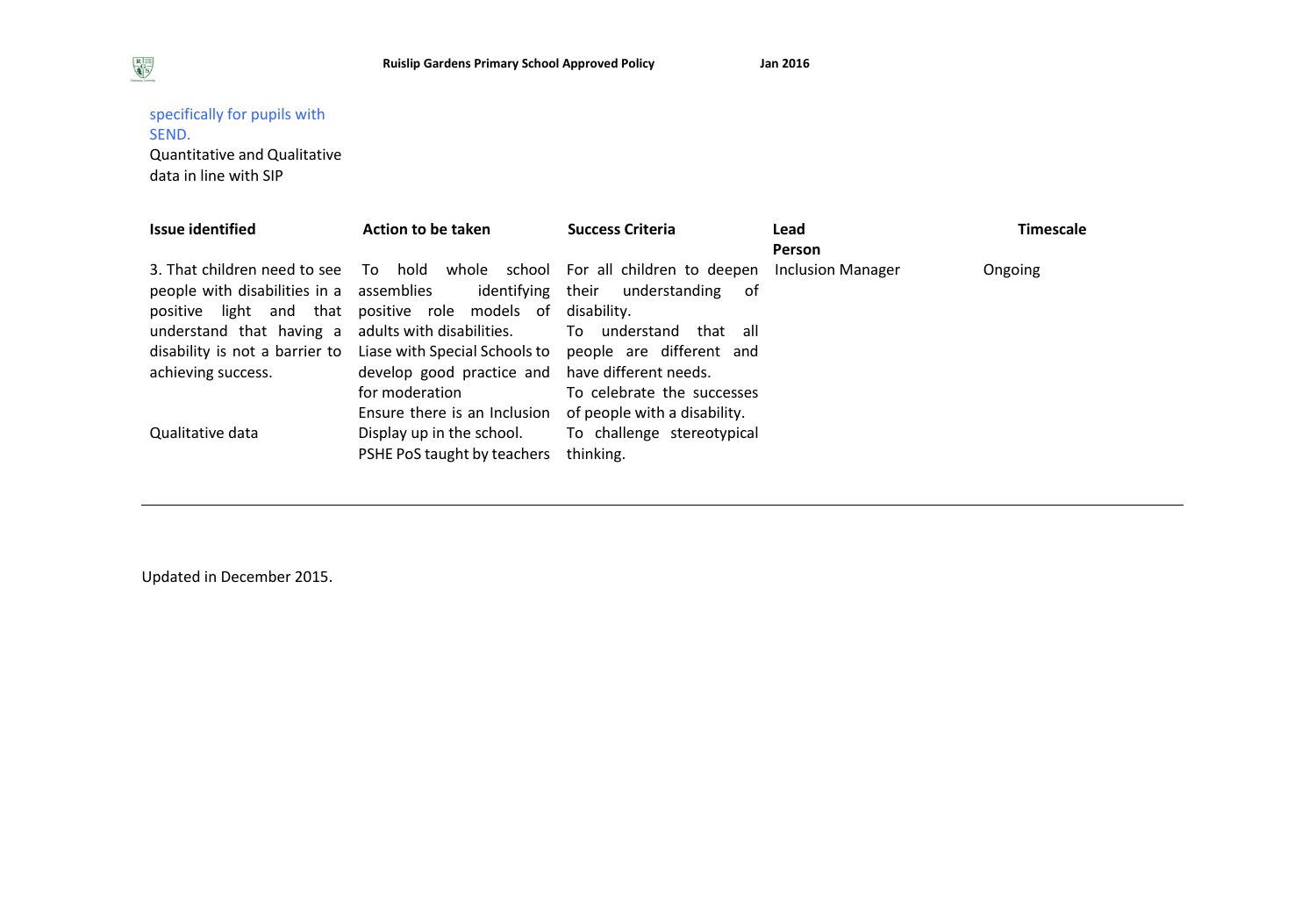specifically for pupils with SEND.
Quantitative and Qualitative data in line with SIP

| Issue identified | Action to be taken | Success Criteria | Lead Person | Timescale |
|---|---|---|---|---|
| 3. That children need to see people with disabilities in a positive light and that understand that having a disability is not a barrier to achieving success.<br><br>Qualitative data | To hold whole school assemblies identifying positive role models of adults with disabilities.<br>Liase with Special Schools to develop good practice and for moderation<br>Ensure there is an Inclusion Display up in the school.<br>PSHE PoS taught by teachers | For all children to deepen their understanding of disability.<br>To understand that all people are different and have different needs.<br>To celebrate the successes of people with a disability.<br>To challenge stereotypical thinking. | Inclusion Manager | Ongoing |

Updated in December 2015.